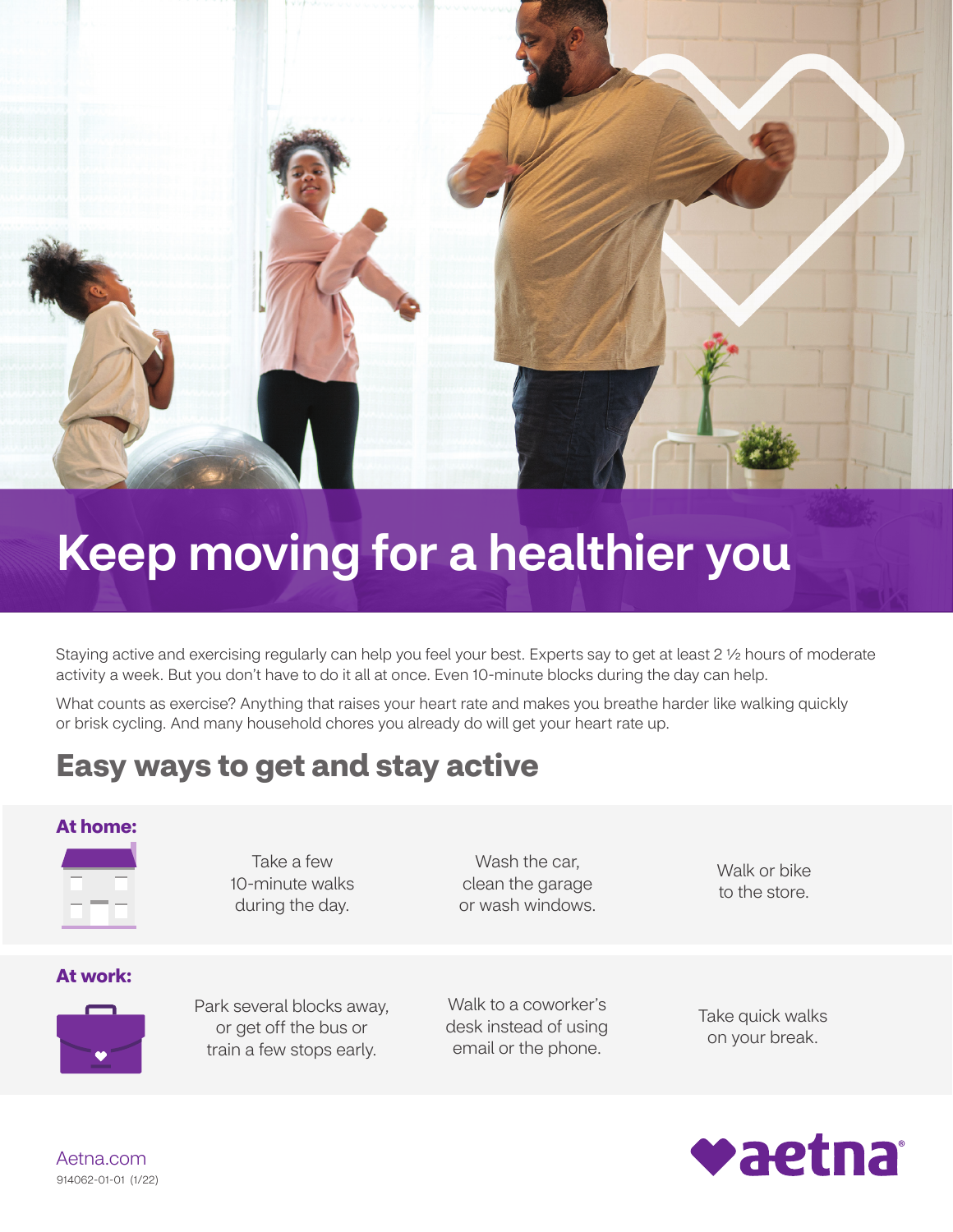# Keep moving for a healthier you

Staying active and exercising regularly can help you feel your best. Experts say to get at least 2 ½ hours of moderate activity a week. But you don't have to do it all at once. Even 10-minute blocks during the day can help.

What counts as exercise? Anything that raises your heart rate and makes you breathe harder like walking quickly or brisk cycling. And many household chores you already do will get your heart rate up.

## Easy ways to get and stay active

**At home:**

- Take a few 10-minute walks during the day.
- Wash the car, clean the garage or wash windows.
- Walk or bike to the store.

**At work:**

- Park several blocks away, or get off the bus or train a few stops early.
- Walk to a coworker's desk instead of using email or the phone.
- Take quick walks on your break.

Aetna.com
914062-01-01 (1/22)

aetna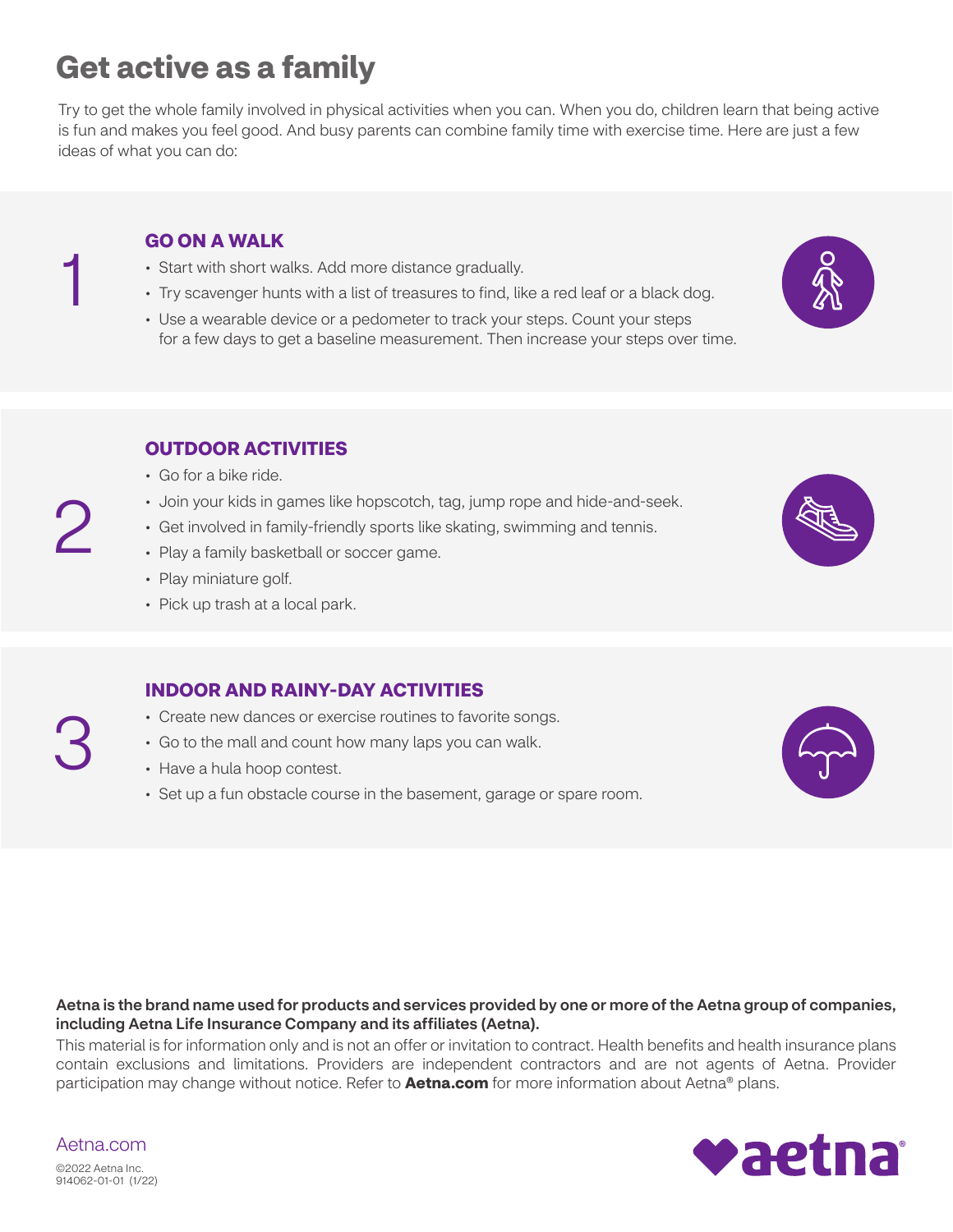# Get active as a family

Try to get the whole family involved in physical activities when you can. When you do, children learn that being active is fun and makes you feel good. And busy parents can combine family time with exercise time. Here are just a few ideas of what you can do:

## 1 GO ON A WALK

- Start with short walks. Add more distance gradually.
- Try scavenger hunts with a list of treasures to find, like a red leaf or a black dog.
- Use a wearable device or a pedometer to track your steps. Count your steps for a few days to get a baseline measurement. Then increase your steps over time.

## 2 OUTDOOR ACTIVITIES

- Go for a bike ride.
- Join your kids in games like hopscotch, tag, jump rope and hide-and-seek.
- Get involved in family-friendly sports like skating, swimming and tennis.
- Play a family basketball or soccer game.
- Play miniature golf.
- Pick up trash at a local park.

## 3 INDOOR AND RAINY-DAY ACTIVITIES

- Create new dances or exercise routines to favorite songs.
- Go to the mall and count how many laps you can walk.
- Have a hula hoop contest.
- Set up a fun obstacle course in the basement, garage or spare room.

**Aetna is the brand name used for products and services provided by one or more of the Aetna group of companies, including Aetna Life Insurance Company and its affiliates (Aetna).**

This material is for information only and is not an offer or invitation to contract. Health benefits and health insurance plans contain exclusions and limitations. Providers are independent contractors and are not agents of Aetna. Provider participation may change without notice. Refer to **Aetna.com** for more information about Aetna® plans.

Aetna.com

©2022 Aetna Inc.
914062-01-01 (1/22)

aetna®